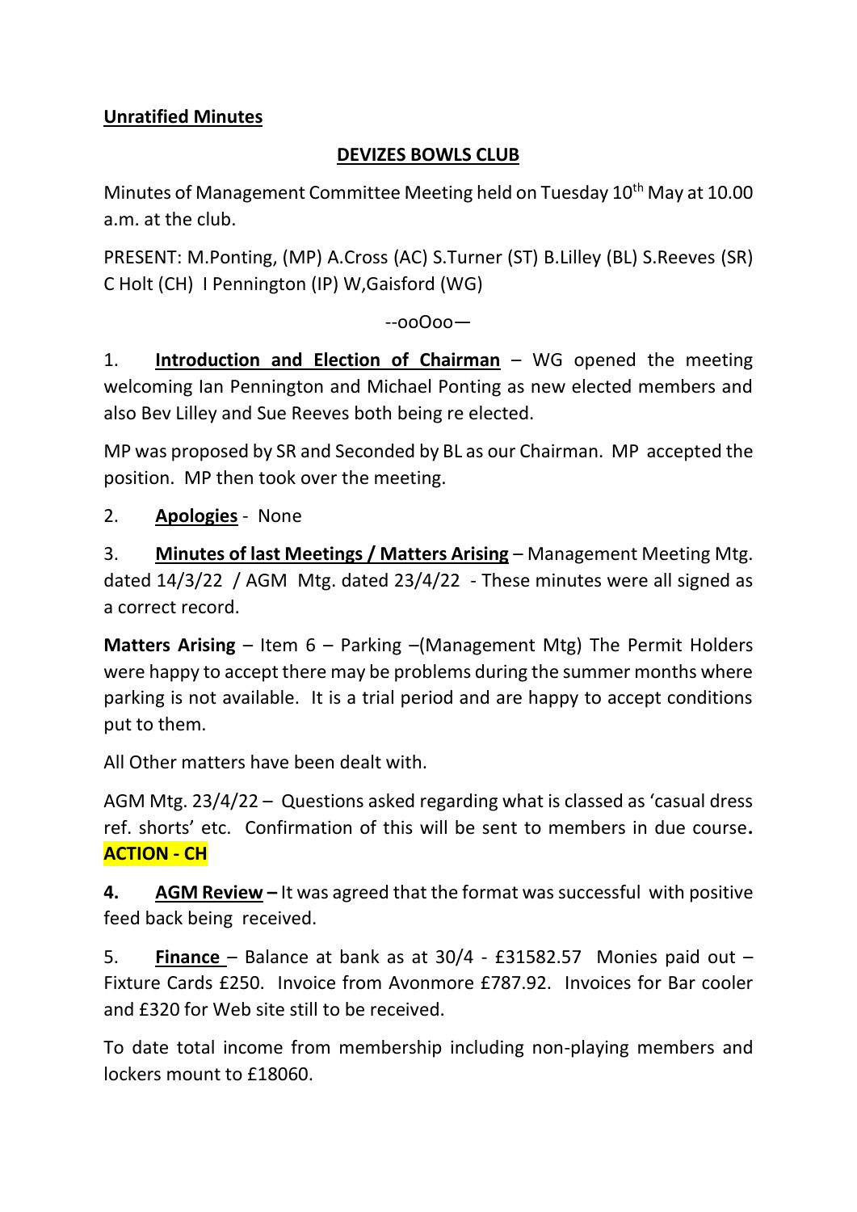**Unratified Minutes**

**DEVIZES BOWLS CLUB**

Minutes of Management Committee Meeting held on Tuesday 10th May at 10.00 a.m. at the club.

PRESENT: M.Ponting, (MP) A.Cross (AC) S.Turner (ST) B.Lilley (BL) S.Reeves (SR) C Holt (CH) I Pennington (IP) W,Gaisford (WG)

--ooOoo—

1. **Introduction and Election of Chairman** – WG opened the meeting welcoming Ian Pennington and Michael Ponting as new elected members and also Bev Lilley and Sue Reeves both being re elected.

MP was proposed by SR and Seconded by BL as our Chairman. MP accepted the position. MP then took over the meeting.

2. **Apologies** - None

3. **Minutes of last Meetings / Matters Arising** – Management Meeting Mtg. dated 14/3/22 / AGM Mtg. dated 23/4/22 - These minutes were all signed as a correct record.

**Matters Arising** – Item 6 – Parking –(Management Mtg) The Permit Holders were happy to accept there may be problems during the summer months where parking is not available. It is a trial period and are happy to accept conditions put to them.

All Other matters have been dealt with.

AGM Mtg. 23/4/22 – Questions asked regarding what is classed as 'casual dress ref. shorts' etc. Confirmation of this will be sent to members in due course. **ACTION - CH**

4. **AGM Review –** It was agreed that the format was successful with positive feed back being received.

5. **Finance** – Balance at bank as at 30/4 - £31582.57 Monies paid out – Fixture Cards £250. Invoice from Avonmore £787.92. Invoices for Bar cooler and £320 for Web site still to be received.

To date total income from membership including non-playing members and lockers mount to £18060.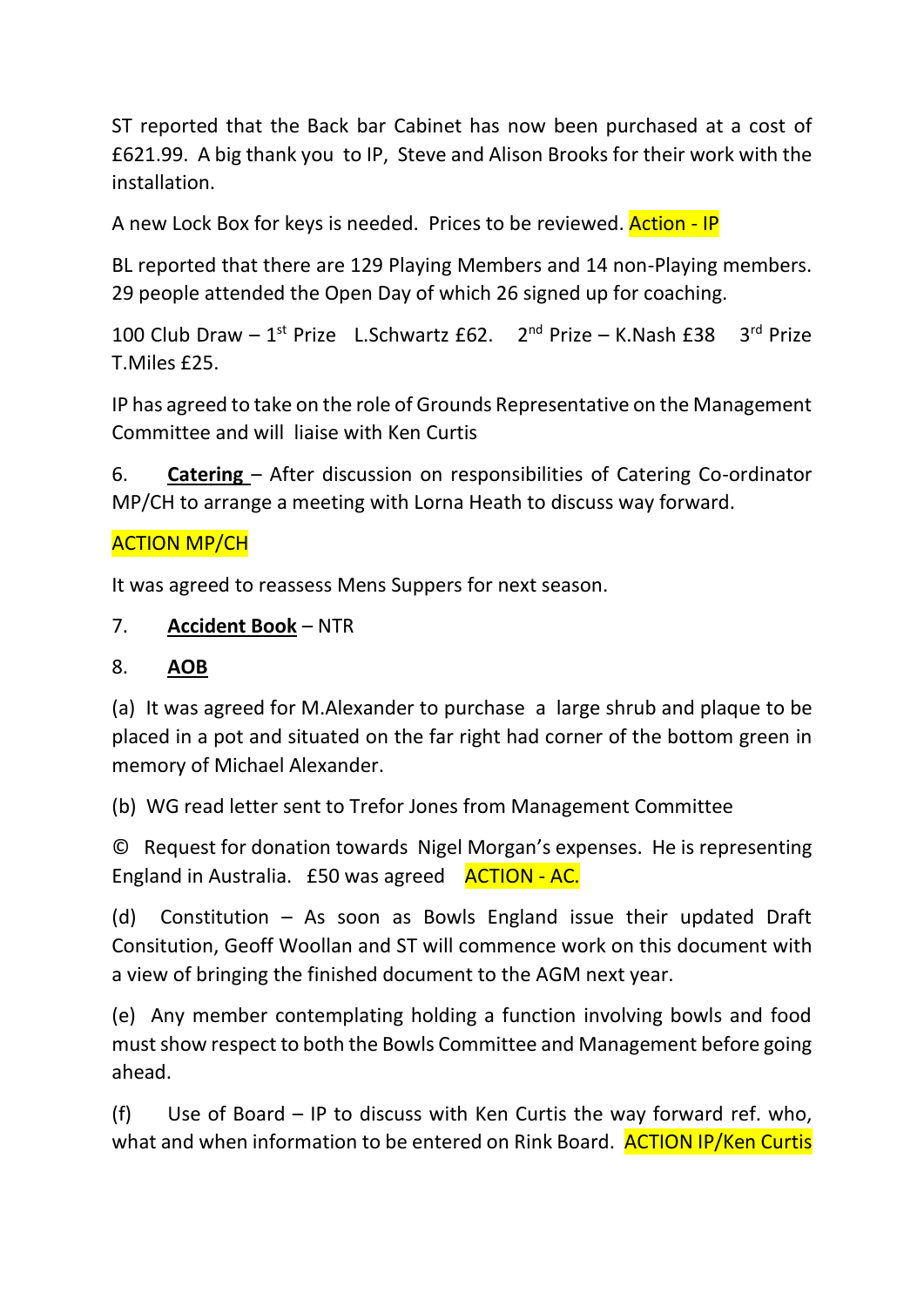ST reported that the Back bar Cabinet has now been purchased at a cost of £621.99. A big thank you to IP, Steve and Alison Brooks for their work with the installation.

A new Lock Box for keys is needed. Prices to be reviewed. Action - IP

BL reported that there are 129 Playing Members and 14 non-Playing members. 29 people attended the Open Day of which 26 signed up for coaching.

100 Club Draw – 1st Prize L.Schwartz £62. 2nd Prize – K.Nash £38 3rd Prize T.Miles £25.

IP has agreed to take on the role of Grounds Representative on the Management Committee and will liaise with Ken Curtis

6. **Catering** – After discussion on responsibilities of Catering Co-ordinator MP/CH to arrange a meeting with Lorna Heath to discuss way forward.

ACTION MP/CH

It was agreed to reassess Mens Suppers for next season.

7. **Accident Book** – NTR

8. **AOB**

(a) It was agreed for M.Alexander to purchase a large shrub and plaque to be placed in a pot and situated on the far right had corner of the bottom green in memory of Michael Alexander.

(b) WG read letter sent to Trefor Jones from Management Committee

© Request for donation towards Nigel Morgan's expenses. He is representing England in Australia. £50 was agreed ACTION - AC.

(d) Constitution – As soon as Bowls England issue their updated Draft Consitution, Geoff Woollan and ST will commence work on this document with a view of bringing the finished document to the AGM next year.

(e) Any member contemplating holding a function involving bowls and food must show respect to both the Bowls Committee and Management before going ahead.

(f) Use of Board – IP to discuss with Ken Curtis the way forward ref. who, what and when information to be entered on Rink Board. ACTION IP/Ken Curtis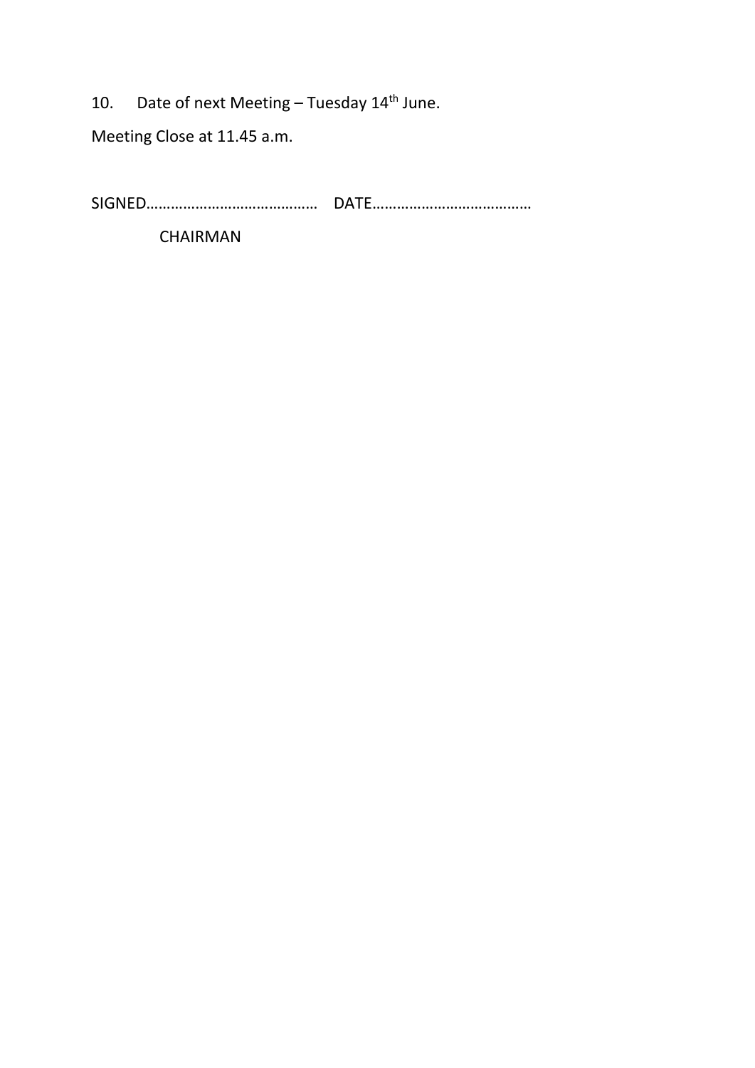10. Date of next Meeting – Tuesday 14th June.

Meeting Close at 11.45 a.m.

SIGNED…………………………………… DATE…………………………………

CHAIRMAN